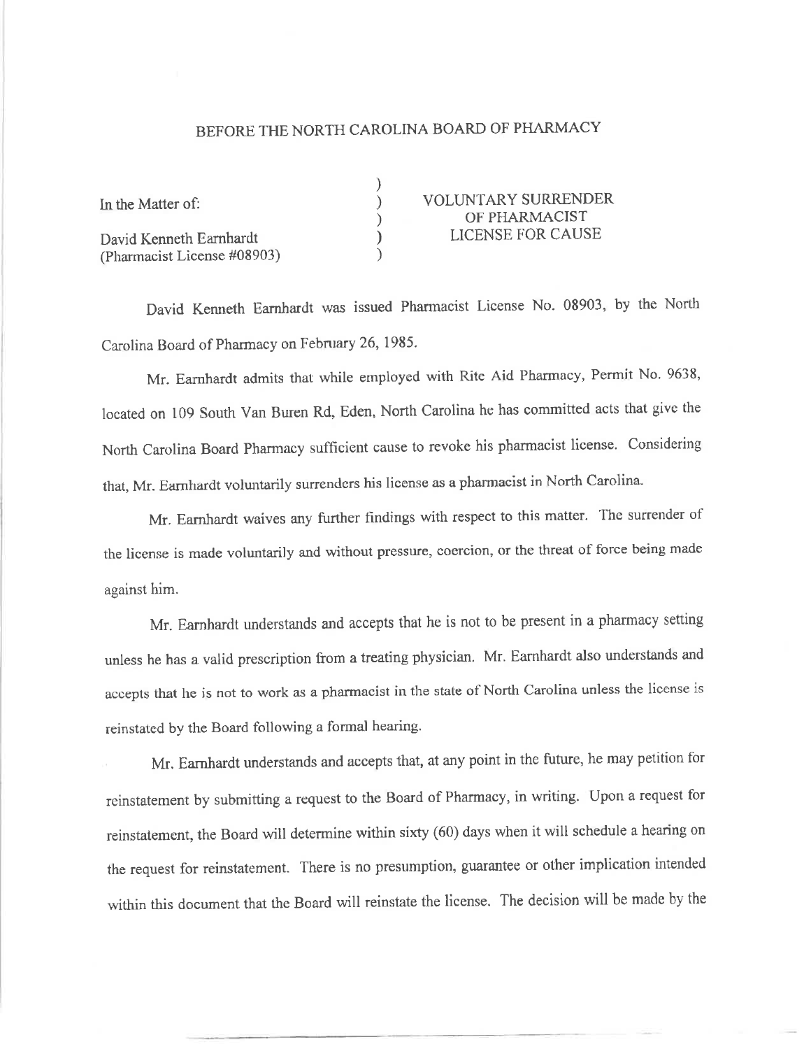# BEFORE THE NORTH CAROLINA BOARD OF PHARMACY

| | | |
|---|---|---|
| In the Matter of: | ) | VOLUNTARY SURRENDER |
| | ) | OF PHARMACIST |
| David Kenneth Earnhardt | ) | LICENSE FOR CAUSE |
| (Pharmacist License #08903) | ) | |

David Kenneth Earnhardt was issued Pharmacist License No. 08903, by the North Carolina Board of Pharmacy on February 26, 1985.

Mr. Earnhardt admits that while employed with Rite Aid Pharmacy, Permit No. 9638, located on 109 South Van Buren Rd, Eden, North Carolina he has committed acts that give the North Carolina Board Pharmacy sufficient cause to revoke his pharmacist license. Considering that, Mr. Earnhardt voluntarily surrenders his license as a pharmacist in North Carolina.

Mr. Earnhardt waives any further findings with respect to this matter. The surrender of the license is made voluntarily and without pressure, coercion, or the threat of force being made against him.

Mr. Earnhardt understands and accepts that he is not to be present in a pharmacy setting unless he has a valid prescription from a treating physician. Mr. Earnhardt also understands and accepts that he is not to work as a pharmacist in the state of North Carolina unless the license is reinstated by the Board following a formal hearing.

Mr. Earnhardt understands and accepts that, at any point in the future, he may petition for reinstatement by submitting a request to the Board of Pharmacy, in writing. Upon a request for reinstatement, the Board will determine within sixty (60) days when it will schedule a hearing on the request for reinstatement. There is no presumption, guarantee or other implication intended within this document that the Board will reinstate the license. The decision will be made by the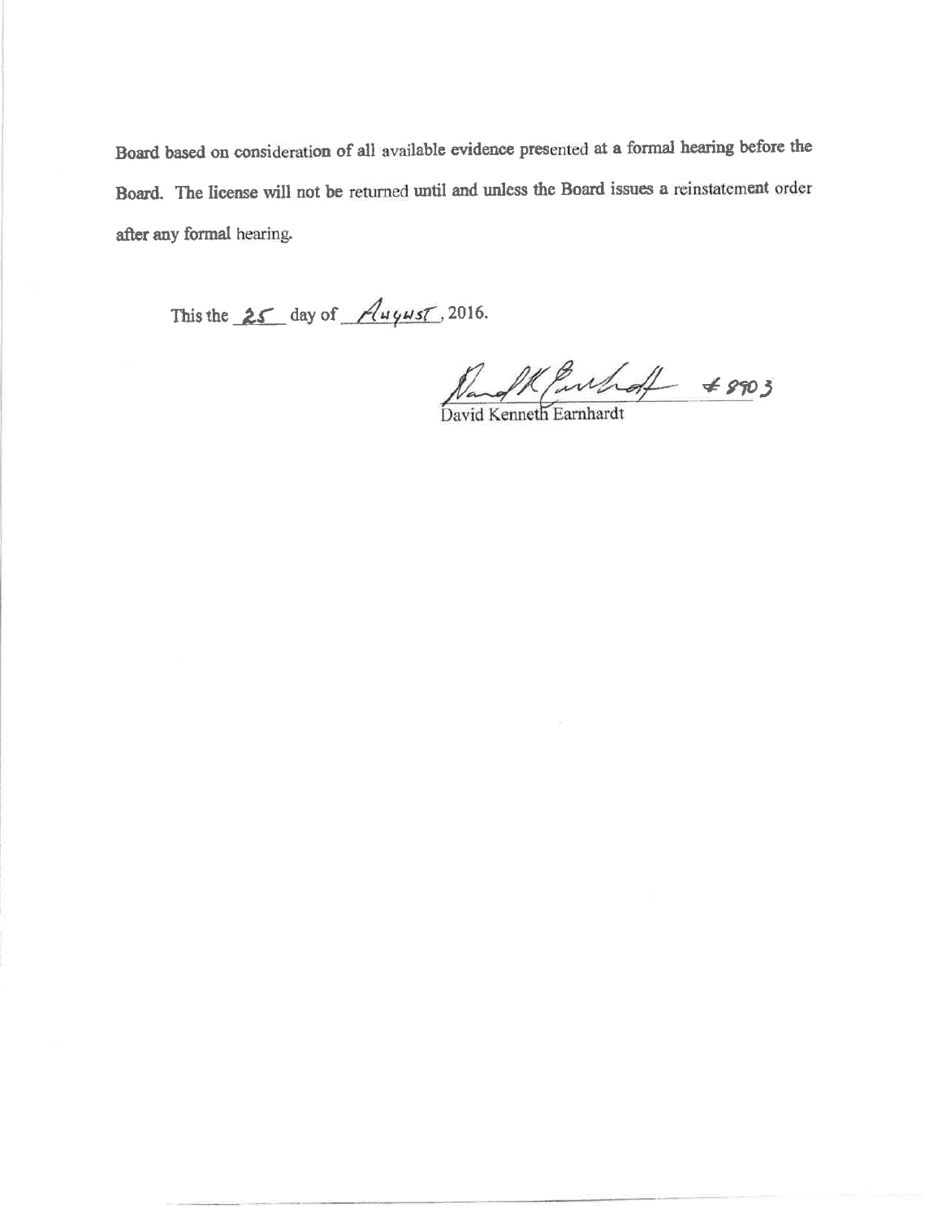Board based on consideration of all available evidence presented at a formal hearing before the Board. The license will not be returned until and unless the Board issues a reinstatement order after any formal hearing.

This the 25 day of August, 2016.

David Kenneth Earnhardt #8903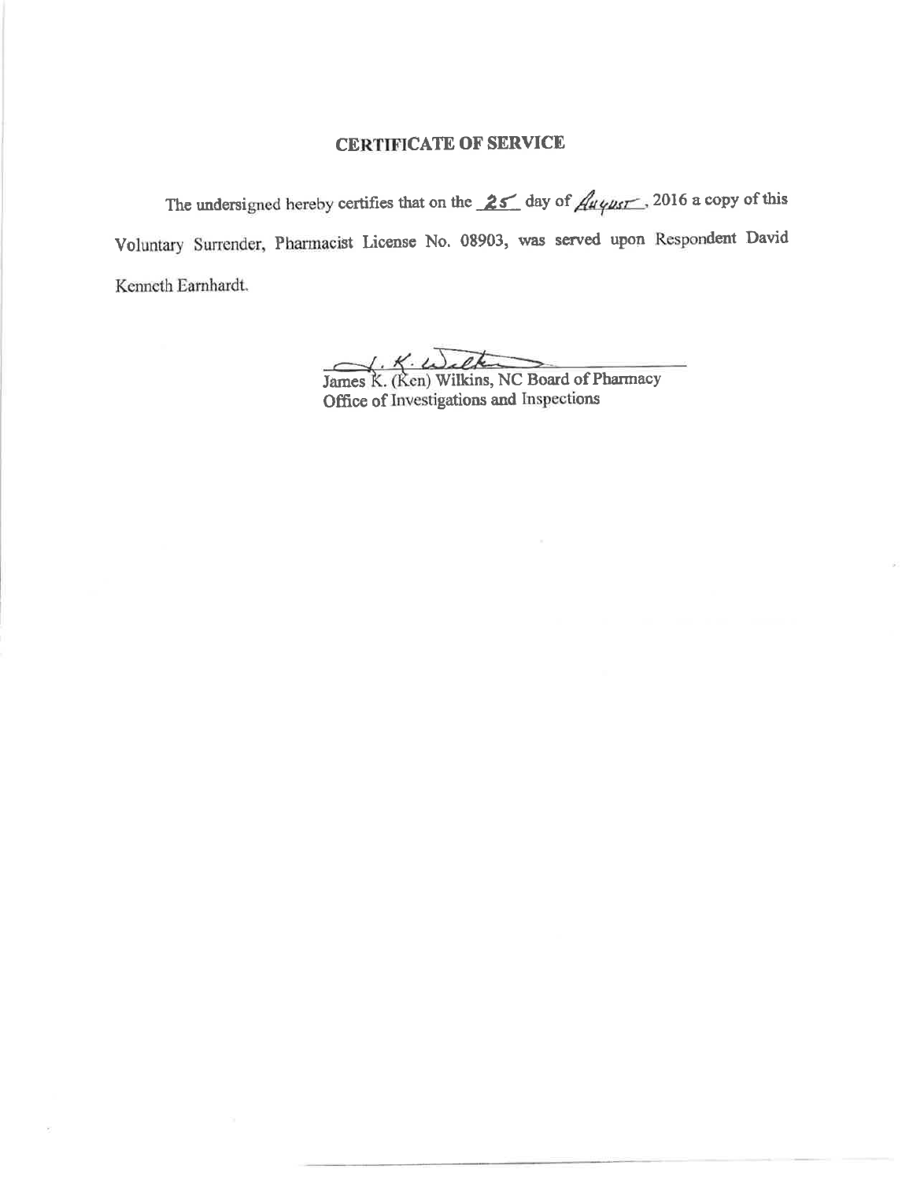## CERTIFICATE OF SERVICE

The undersigned hereby certifies that on the 25 day of August, 2016 a copy of this Voluntary Surrender, Pharmacist License No. 08903, was served upon Respondent David Kenneth Earnhardt.

J. K. Wilkins

James K. (Ken) Wilkins, NC Board of Pharmacy
Office of Investigations and Inspections